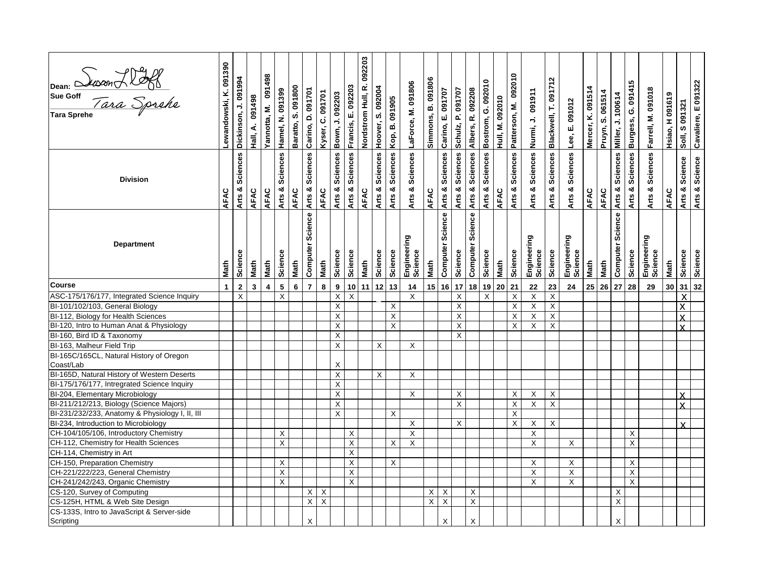| Dean: Sue Goff / Tara Sprehe | Lewandowski, K. 091390 | Dickinson, J. 091994 | Hall, A. 091498 | Yannotta, M. 091498 | Hamel, N. 091399 | Baratto, S. 091800 | Carino, D. 091701 | Kyser, C. 091701 | Bown, J. 092203 | Francis, E. 092203 | Nordstrom Hull, R. 092203 | Hoover, S. 092004 | Kop, B. 091905 | LaForce, M. 091806 | Simmons, B. 091806 | Carino, E. 091707 | Schulz, P. 091707 | Albers, R. 092208 | Bostrom, G. 092010 | Hull, M. 092010 | Patterson, M. 092010 | Nurmi, J. 091911 | Blackwell, T. 091712 | Lee, E. 091012 | Mercer, K. 091514 | Pruyn, S. 061514 | Miller, J. 100614 | Burgess, G. 091415 | Farrell, M. 091018 | Hsiao, H 091619 | Soll, S 091321 | Cavaliere, E 091322 |
|---|---|---|---|---|---|---|---|---|---|---|---|---|---|---|---|---|---|---|---|---|---|---|---|---|---|---|---|---|---|---|---|---|
| **Division** | AFAC | Arts & Sciences | AFAC | AFAC | Arts & Sciences | AFAC | Arts & Sciences | AFAC | Arts & Sciences | Arts & Sciences | AFAC | Arts & Sciences | Arts & Sciences | Arts & Sciences | AFAC | Arts & Sciences | Arts & Sciences | Arts & Sciences | Arts & Sciences | AFAC | Arts & Sciences | Arts & Sciences | Arts & Sciences | Arts & Sciences | AFAC | AFAC | Arts & Sciences | Arts & Sciences | Arts & Sciences | AFAC | Arts & Science | Arts & Science |
| **Department** | Math | Science | Math | Math | Science | Math | Computer Science | Math | Science | Science | Math | Science | Science | Engineering Science | Math | Computer Science | Science | Computer Science | Science | Math | Science | Engineering Science | Science | Engineering Science | Math | Math | Computer Science | Science | Engineering Science | Math | Science | Science |
| **Course** | 1 | 2 | 3 | 4 | 5 | 6 | 7 | 8 | 9 | 10 | 11 | 12 | 13 | 14 | 15 | 16 | 17 | 18 | 19 | 20 | 21 | 22 | 23 | 24 | 25 | 26 | 27 | 28 | 29 | 30 | 31 | 32 |
| ASC-175/176/177, Integrated Science Inquiry | | X | | | X | | | | X | X | | | | X | | | X | | X | | X | X | X | | | | | | | | X | |
| BI-101/102/103, General Biology | | | | | | | | | X | | | | X | | | | X | | | | X | X | X | | | | | | | | X | |
| BI-112, Biology for Health Sciences | | | | | | | | | X | | | | X | | | | X | | | | X | X | X | | | | | | | | X | |
| BI-120, Intro to Human Anat & Physiology | | | | | | | | | X | | | | X | | | | X | | | | X | X | X | | | | | | | | X | |
| BI-160, Bird ID & Taxonomy | | | | | | | | | X | | | | | | | | X | | | | | | | | | | | | | | | |
| BI-163, Malheur Field Trip | | | | | | | | | X | | | X | | X | | | | | | | | | | | | | | | | | | |
| BI-165C/165CL, Natural History of Oregon Coast/Lab | | | | | | | | | X | | | | | | | | | | | | | | | | | | | | | | | |
| BI-165D, Natural History of Western Deserts | | | | | | | | | X | | | X | | X | | | | | | | | | | | | | | | | | | |
| BI-175/176/177, Intregrated Science Inquiry | | | | | | | | | X | | | | | | | | | | | | | | | | | | | | | | | |
| BI-204, Elementary Microbiology | | | | | | | | | X | | | | | X | | | X | | | | X | X | X | | | | | | | | X | |
| BI-211/212/213, Biology (Science Majors) | | | | | | | | | X | | | | | | | | X | | | | X | X | X | | | | | | | | X | |
| BI-231/232/233, Anatomy & Physiology I, II, III | | | | | | | | | X | | | | X | | | | | | | | X | | | | | | | | | | | |
| BI-234, Introduction to Microbiology | | | | | | | | | | | | | | X | | | X | | | | X | X | X | | | | | | | | X | |
| CH-104/105/106, Introductory Chemistry | | | | | X | | | | | X | | | | X | | | | | | | | X | | | | | | X | | | | |
| CH-112, Chemistry for Health Sciences | | | | | X | | | | | X | | | X | X | | | | | | | | X | | X | | | | X | | | | |
| CH-114, Chemistry in Art | | | | | | | | | | X | | | | | | | | | | | | | | | | | | | | | | |
| CH-150, Preparation Chemistry | | | | | X | | | | | X | | | X | | | | | | | | | X | | X | | | | X | | | | |
| CH-221/222/223, General Chemistry | | | | | X | | | | | X | | | | | | | | | | | | X | | X | | | | X | | | | |
| CH-241/242/243, Organic Chemistry | | | | | X | | | | | X | | | | | | | | | | | | X | | X | | | | X | | | | |
| CS-120, Survey of Computing | | | | | | | X | X | | | | | | | X | X | | X | | | | | | | | | X | | | | | |
| CS-125H, HTML & Web Site Design | | | | | | | X | X | | | | | | | X | X | | X | | | | | | | | | X | | | | | |
| CS-133S, Intro to JavaScript & Server-side Scripting | | | | | | | X | | | | | | | | | X | | X | | | | | | | | | X | | | | | |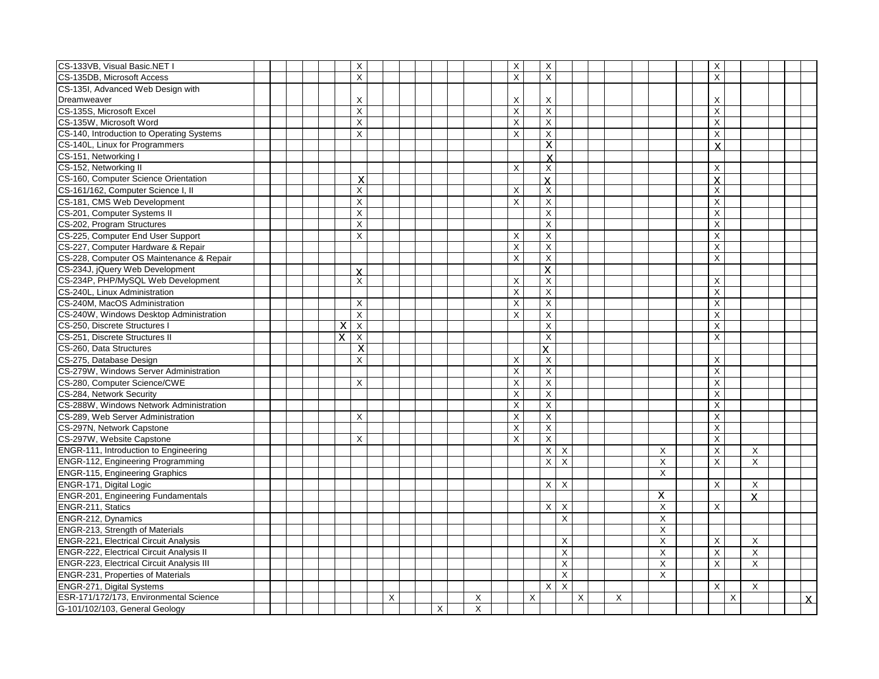| | | | | | | | | | | | | | | | | | | | | | | | | | | | | | | | | |
|---|---|---|---|---|---|---|---|---|---|---|---|---|---|---|---|---|---|---|---|---|---|---|---|---|---|---|---|---|---|---|---|---|
| CS-133VB, Visual Basic.NET I | | | | | | | X | | | | | | | | | X | | X | | | | | | | | | X | | | | | |
| CS-135DB, Microsoft Access | | | | | | | X | | | | | | | | | X | | X | | | | | | | | | X | | | | | |
| CS-135I, Advanced Web Design with Dreamweaver | | | | | | | X | | | | | | | | | X | | X | | | | | | | | | X | | | | | |
| CS-135S, Microsoft Excel | | | | | | | X | | | | | | | | | X | | X | | | | | | | | | X | | | | | |
| CS-135W, Microsoft Word | | | | | | | X | | | | | | | | | X | | X | | | | | | | | | X | | | | | |
| CS-140, Introduction to Operating Systems | | | | | | | X | | | | | | | | | X | | X | | | | | | | | | X | | | | | |
| CS-140L, Linux for Programmers | | | | | | | | | | | | | | | | | | X | | | | | | | | | X | | | | | |
| CS-151, Networking I | | | | | | | | | | | | | | | | | | X | | | | | | | | | | | | | | |
| CS-152, Networking II | | | | | | | | | | | | | | | | X | | X | | | | | | | | | X | | | | | |
| CS-160, Computer Science Orientation | | | | | | | X | | | | | | | | | | | X | | | | | | | | | X | | | | | |
| CS-161/162, Computer Science I, II | | | | | | | X | | | | | | | | | X | | X | | | | | | | | | X | | | | | |
| CS-181, CMS Web Development | | | | | | | X | | | | | | | | | X | | X | | | | | | | | | X | | | | | |
| CS-201, Computer Systems II | | | | | | | X | | | | | | | | | | | X | | | | | | | | | X | | | | | |
| CS-202, Program Structures | | | | | | | X | | | | | | | | | | | X | | | | | | | | | X | | | | | |
| CS-225, Computer End User Support | | | | | | | X | | | | | | | | | X | | X | | | | | | | | | X | | | | | |
| CS-227, Computer Hardware & Repair | | | | | | | | | | | | | | | | X | | X | | | | | | | | | X | | | | | |
| CS-228, Computer OS Maintenance & Repair | | | | | | | | | | | | | | | | X | | X | | | | | | | | | X | | | | | |
| CS-234J, jQuery Web Development | | | | | | | X | | | | | | | | | | | X | | | | | | | | | | | | | | |
| CS-234P, PHP/MySQL Web Development | | | | | | | X | | | | | | | | | X | | X | | | | | | | | | X | | | | | |
| CS-240L, Linux Administration | | | | | | | | | | | | | | | | X | | X | | | | | | | | | X | | | | | |
| CS-240M, MacOS Administration | | | | | | | X | | | | | | | | | X | | X | | | | | | | | | X | | | | | |
| CS-240W, Windows Desktop Administration | | | | | | | X | | | | | | | | | X | | X | | | | | | | | | X | | | | | |
| CS-250, Discrete Structures I | | | | | | X | X | | | | | | | | | | | X | | | | | | | | | X | | | | | |
| CS-251, Discrete Structures II | | | | | | X | X | | | | | | | | | | | X | | | | | | | | | X | | | | | |
| CS-260, Data Structures | | | | | | | X | | | | | | | | | | | X | | | | | | | | | | | | | | |
| CS-275, Database Design | | | | | | | X | | | | | | | | | X | | X | | | | | | | | | X | | | | | |
| CS-279W, Windows Server Administration | | | | | | | | | | | | | | | | X | | X | | | | | | | | | X | | | | | |
| CS-280, Computer Science/CWE | | | | | | | X | | | | | | | | | X | | X | | | | | | | | | X | | | | | |
| CS-284, Network Security | | | | | | | | | | | | | | | | X | | X | | | | | | | | | X | | | | | |
| CS-288W, Windows Network Administration | | | | | | | | | | | | | | | | X | | X | | | | | | | | | X | | | | | |
| CS-289, Web Server Administration | | | | | | | X | | | | | | | | | X | | X | | | | | | | | | X | | | | | |
| CS-297N, Network Capstone | | | | | | | | | | | | | | | | X | | X | | | | | | | | | X | | | | | |
| CS-297W, Website Capstone | | | | | | | X | | | | | | | | | X | | X | | | | | | | | | X | | | | | |
| ENGR-111, Introduction to Engineering | | | | | | | | | | | | | | | | | | X | X | | | | | X | | | X | | X | | | |
| ENGR-112, Engineering Programming | | | | | | | | | | | | | | | | | | X | X | | | | | X | | | X | | X | | | |
| ENGR-115, Engineering Graphics | | | | | | | | | | | | | | | | | | | | | | | | X | | | | | | | | |
| ENGR-171, Digital Logic | | | | | | | | | | | | | | | | | | X | X | | | | | | | | X | | X | | | |
| ENGR-201, Engineering Fundamentals | | | | | | | | | | | | | | | | | | | | | | | | X | | | | | X | | | |
| ENGR-211, Statics | | | | | | | | | | | | | | | | | | X | X | | | | | X | | | X | | | | | |
| ENGR-212, Dynamics | | | | | | | | | | | | | | | | | | | X | | | | | X | | | | | | | | |
| ENGR-213, Strength of Materials | | | | | | | | | | | | | | | | | | | | | | | | X | | | | | | | | |
| ENGR-221, Electrical Circuit Analysis | | | | | | | | | | | | | | | | | | | X | | | | | X | | | X | | X | | | |
| ENGR-222, Electrical Circuit Analysis II | | | | | | | | | | | | | | | | | | | X | | | | | X | | | X | | X | | | |
| ENGR-223, Electrical Circuit Analysis III | | | | | | | | | | | | | | | | | | | X | | | | | X | | | X | | X | | | |
| ENGR-231, Properties of Materials | | | | | | | | | | | | | | | | | | | X | | | | | X | | | | | | | | |
| ENGR-271, Digital Systems | | | | | | | | | | | | | | | | | | X | X | | | | | | | | X | | X | | | |
| ESR-171/172/173, Environmental Science | | | | | | | | | X | | | | | X | | | X | | | X | | X | | | | | | X | | | | X |
| G-101/102/103, General Geology | | | | | | | | | | | | X | | X | | | | | | | | | | | | | | | | | | |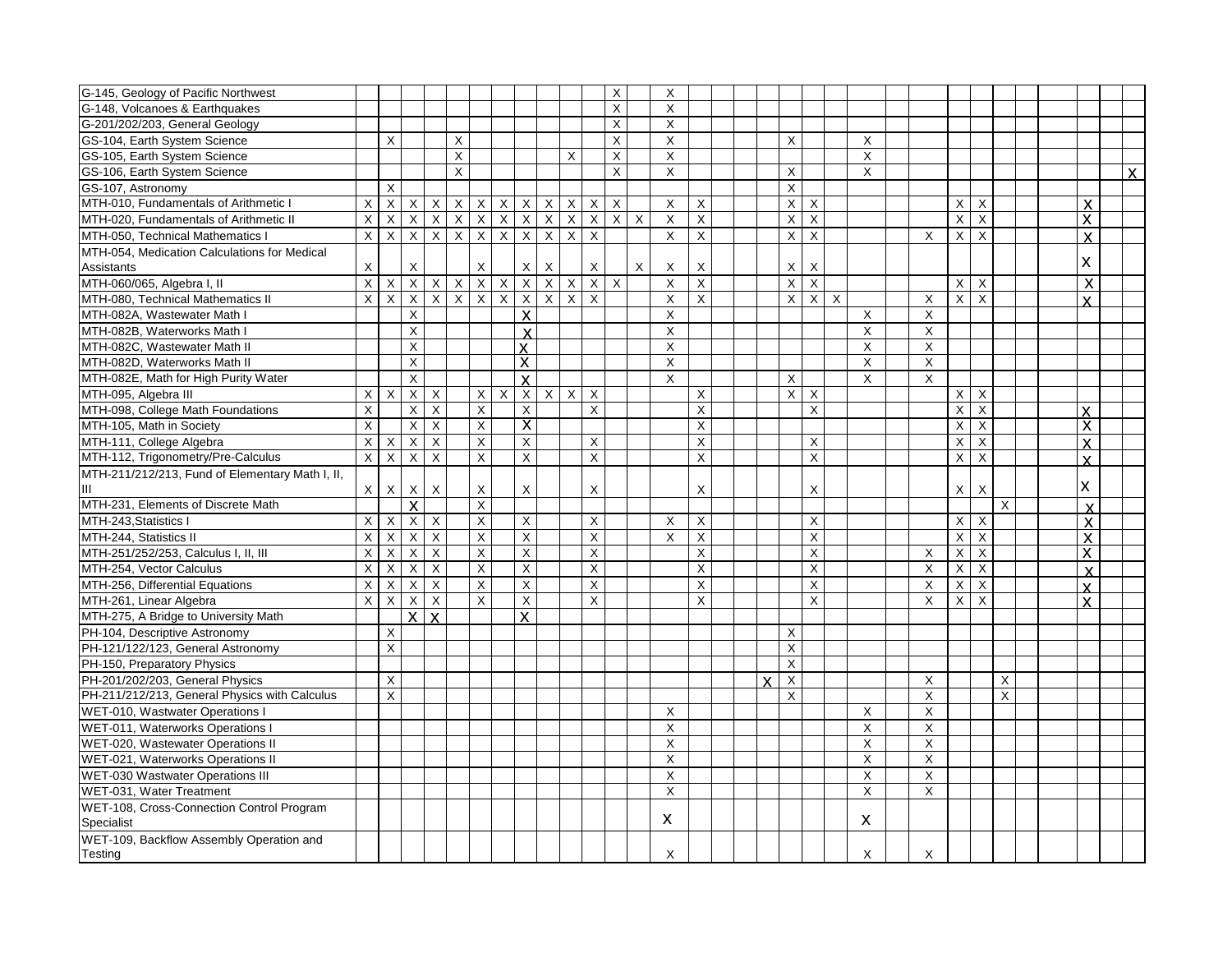| | | | | | | | | | | | | | | | | | | | | | | | | | | | | | | | | | | |
|---|---|---|---|---|---|---|---|---|---|---|---|---|---|---|---|---|---|---|---|---|---|---|---|---|---|---|---|---|---|---|---|---|---|---|
| G-145, Geology of Pacific Northwest | | | | | | | | | | | | | X | | X | | | | | | | | | | | | | | | | | | | |
| G-148, Volcanoes & Earthquakes | | | | | | | | | | | | | X | | X | | | | | | | | | | | | | | | | | | | |
| G-201/202/203, General Geology | | | | | | | | | | | | | X | | X | | | | | | | | | | | | | | | | | | | |
| GS-104, Earth System Science | | X | | | X | | | | | | | | X | | X | | | | | | X | | | X | | | | | | | | | | |
| GS-105, Earth System Science | | | | | X | | | | | | X | | X | | X | | | | | | | | | X | | | | | | | | | | |
| GS-106, Earth System Science | | | | | X | | | | | | | | X | | X | | | | | | X | | | X | | | | | | | | | | X |
| GS-107, Astronomy | | X | | | | | | | | | | | | | | | | | | | X | | | | | | | | | | | | | |
| MTH-010, Fundamentals of Arithmetic I | X | X | X | X | X | X | X | X | X | X | X | X | X | | X | X | | | | | X | X | | | | | X | X | | | | X | | |
| MTH-020, Fundamentals of Arithmetic II | X | X | X | X | X | X | X | X | X | X | X | X | X | X | X | X | | | | | X | X | | | | | X | X | | | | X | | |
| MTH-050, Technical Mathematics I | X | X | X | X | X | X | X | X | X | X | X | X | | | X | X | | | | | X | X | | | | X | X | X | | | | X | | |
| MTH-054, Medication Calculations for Medical Assistants | X | | X | | | X | | X | X | | | X | | X | X | X | | | | | X | X | | | | | | | | | | X | | |
| MTH-060/065, Algebra I, II | X | X | X | X | X | X | X | X | X | X | X | X | X | | X | X | | | | | X | X | | | | | X | X | | | | X | | |
| MTH-080, Technical Mathematics II | X | X | X | X | X | X | X | X | X | X | X | X | | | X | X | | | | | X | X | X | | | X | X | X | | | | X | | |
| MTH-082A, Wastewater Math I | | | X | | | | | X | | | | | | | X | | | | | | | | | X | | X | | | | | | | | |
| MTH-082B, Waterworks Math I | | | X | | | | | X | | | | | | | X | | | | | | | | | X | | X | | | | | | | | |
| MTH-082C, Wastewater Math II | | | X | | | | | X | | | | | | | X | | | | | | | | | X | | X | | | | | | | | |
| MTH-082D, Waterworks Math II | | | X | | | | | X | | | | | | | X | | | | | | | | | X | | X | | | | | | | | |
| MTH-082E, Math for High Purity Water | | | X | | | | | X | | | | | | | X | | | | | | X | | | X | | X | | | | | | | | |
| MTH-095, Algebra III | X | X | X | X | | X | X | X | X | X | | X | | | | X | | | | | X | X | | | | | X | X | | | | | | |
| MTH-098, College Math Foundations | X | | X | X | | X | | X | | | | X | | | | X | | | | | | X | | | | | X | X | | | | X | | |
| MTH-105, Math in Society | X | | X | X | | X | | X | | | | | | | | X | | | | | | | | | | | X | X | | | | X | | |
| MTH-111, College Algebra | X | X | X | X | | X | | X | | | | X | | | | X | | | | | | X | | | | | X | X | | | | X | | |
| MTH-112, Trigonometry/Pre-Calculus | X | X | X | X | | X | | X | | | | X | | | | X | | | | | | X | | | | | X | X | | | | X | | |
| MTH-211/212/213, Fund of Elementary Math I, II, III | X | X | X | X | | X | | X | | | | X | | | | X | | | | | | X | | | | | X | X | | | | X | | |
| MTH-231, Elements of Discrete Math | | | X | | | X | | | | | | | | | | | | | | | | | | | | | | | X | | | X | | |
| MTH-243,Statistics I | X | X | X | X | | X | | X | | | | X | | | X | X | | | | | | X | | | | | X | X | | | | X | | |
| MTH-244, Statistics II | X | X | X | X | | X | | X | | | | X | | | X | X | | | | | | X | | | | | X | X | | | | X | | |
| MTH-251/252/253, Calculus I, II, III | X | X | X | X | | X | | X | | | | X | | | | X | | | | | | X | | | | X | X | X | | | | X | | |
| MTH-254, Vector Calculus | X | X | X | X | | X | | X | | | | X | | | | X | | | | | | X | | | | X | X | X | | | | X | | |
| MTH-256, Differential Equations | X | X | X | X | | X | | X | | | | X | | | | X | | | | | | X | | | | X | X | X | | | | X | | |
| MTH-261, Linear Algebra | X | X | X | X | | X | | X | | | | X | | | | X | | | | | | X | | | | X | X | X | | | | X | | |
| MTH-275, A Bridge to University Math | | | X | X | | | | X | | | | | | | | | | | | | | | | | | | | | | | | | | |
| PH-104, Descriptive Astronomy | | X | | | | | | | | | | | | | | | | | | | X | | | | | | | | | | | | | |
| PH-121/122/123, General Astronomy | | X | | | | | | | | | | | | | | | | | | | X | | | | | | | | | | | | | |
| PH-150, Preparatory Physics | | | | | | | | | | | | | | | | | | | | | X | | | | | | | | | | | | | |
| PH-201/202/203, General Physics | | X | | | | | | | | | | | | | | | | | | X | X | | | | | X | | | X | | | | | |
| PH-211/212/213, General Physics with Calculus | | X | | | | | | | | | | | | | | | | | | | X | | | | | X | | | X | | | | | |
| WET-010, Wastwater Operations I | | | | | | | | | | | | | | | X | | | | | | | | | X | | X | | | | | | | | |
| WET-011, Waterworks Operations I | | | | | | | | | | | | | | | X | | | | | | | | | X | | X | | | | | | | | |
| WET-020, Wastewater Operations II | | | | | | | | | | | | | | | X | | | | | | | | | X | | X | | | | | | | | |
| WET-021, Waterworks Operations II | | | | | | | | | | | | | | | X | | | | | | | | | X | | X | | | | | | | | |
| WET-030 Wastwater Operations III | | | | | | | | | | | | | | | X | | | | | | | | | X | | X | | | | | | | | |
| WET-031, Water Treatment | | | | | | | | | | | | | | | X | | | | | | | | | X | | X | | | | | | | | |
| WET-108, Cross-Connection Control Program Specialist | | | | | | | | | | | | | | | X | | | | | | | | | X | | | | | | | | | | |
| WET-109, Backflow Assembly Operation and Testing | | | | | | | | | | | | | | | X | | | | | | | | | X | | X | | | | | | | | |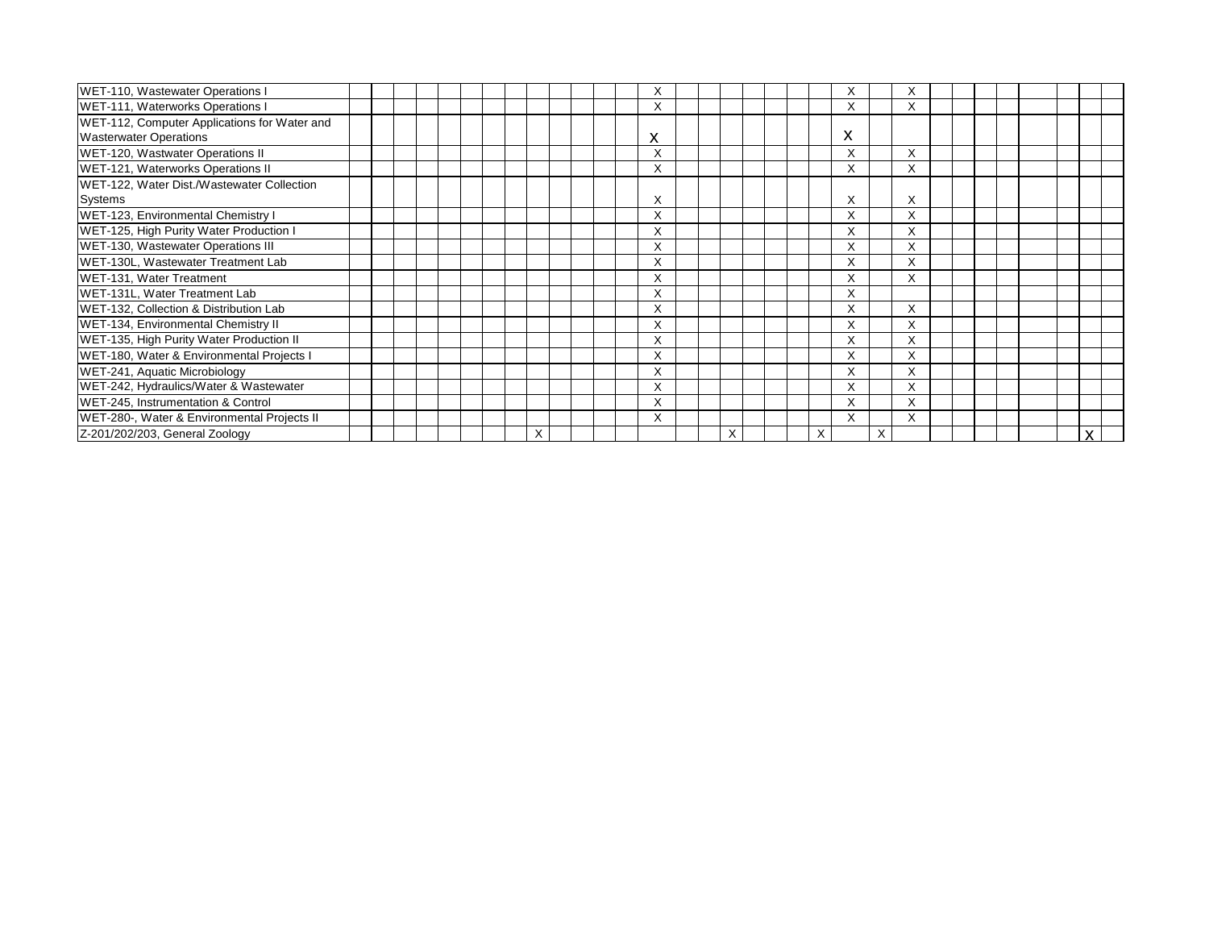| | | | | | | | | | | | | | | | | | | | | | | | | | | | | | | | | |
|---|---|---|---|---|---|---|---|---|---|---|---|---|---|---|---|---|---|---|---|---|---|---|---|---|---|---|---|---|---|---|---|---|
| WET-110, Wastewater Operations I | | | | | | | | | | | | | | X | | | | | | | | X | | X | | | | | | | | |
| WET-111, Waterworks Operations I | | | | | | | | | | | | | | X | | | | | | | | X | | X | | | | | | | | |
| WET-112, Computer Applications for Water and Wasterwater Operations | | | | | | | | | | | | | | X | | | | | | | | X | | | | | | | | | | |
| WET-120, Wastwater Operations II | | | | | | | | | | | | | | X | | | | | | | | X | | X | | | | | | | | |
| WET-121, Waterworks Operations II | | | | | | | | | | | | | | X | | | | | | | | X | | X | | | | | | | | |
| WET-122, Water Dist./Wastewater Collection Systems | | | | | | | | | | | | | | X | | | | | | | | X | | X | | | | | | | | |
| WET-123, Environmental Chemistry I | | | | | | | | | | | | | | X | | | | | | | | X | | X | | | | | | | | |
| WET-125, High Purity Water Production I | | | | | | | | | | | | | | X | | | | | | | | X | | X | | | | | | | | |
| WET-130, Wastewater Operations III | | | | | | | | | | | | | | X | | | | | | | | X | | X | | | | | | | | |
| WET-130L, Wastewater Treatment Lab | | | | | | | | | | | | | | X | | | | | | | | X | | X | | | | | | | | |
| WET-131, Water Treatment | | | | | | | | | | | | | | X | | | | | | | | X | | X | | | | | | | | |
| WET-131L, Water Treatment Lab | | | | | | | | | | | | | | X | | | | | | | | X | | | | | | | | | | |
| WET-132, Collection & Distribution Lab | | | | | | | | | | | | | | X | | | | | | | | X | | X | | | | | | | | |
| WET-134, Environmental Chemistry II | | | | | | | | | | | | | | X | | | | | | | | X | | X | | | | | | | | |
| WET-135, High Purity Water Production II | | | | | | | | | | | | | | X | | | | | | | | X | | X | | | | | | | | |
| WET-180, Water & Environmental Projects I | | | | | | | | | | | | | | X | | | | | | | | X | | X | | | | | | | | |
| WET-241, Aquatic Microbiology | | | | | | | | | | | | | | X | | | | | | | | X | | X | | | | | | | | |
| WET-242, Hydraulics/Water & Wastewater | | | | | | | | | | | | | | X | | | | | | | | X | | X | | | | | | | | |
| WET-245, Instrumentation & Control | | | | | | | | | | | | | | X | | | | | | | | X | | X | | | | | | | | |
| WET-280-, Water & Environmental Projects II | | | | | | | | | | | | | | X | | | | | | | | X | | X | | | | | | | | |
| Z-201/202/203, General Zoology | | | | | | | | | X | | | | | | | | X | | | | X | | X | | | | | | | | X | |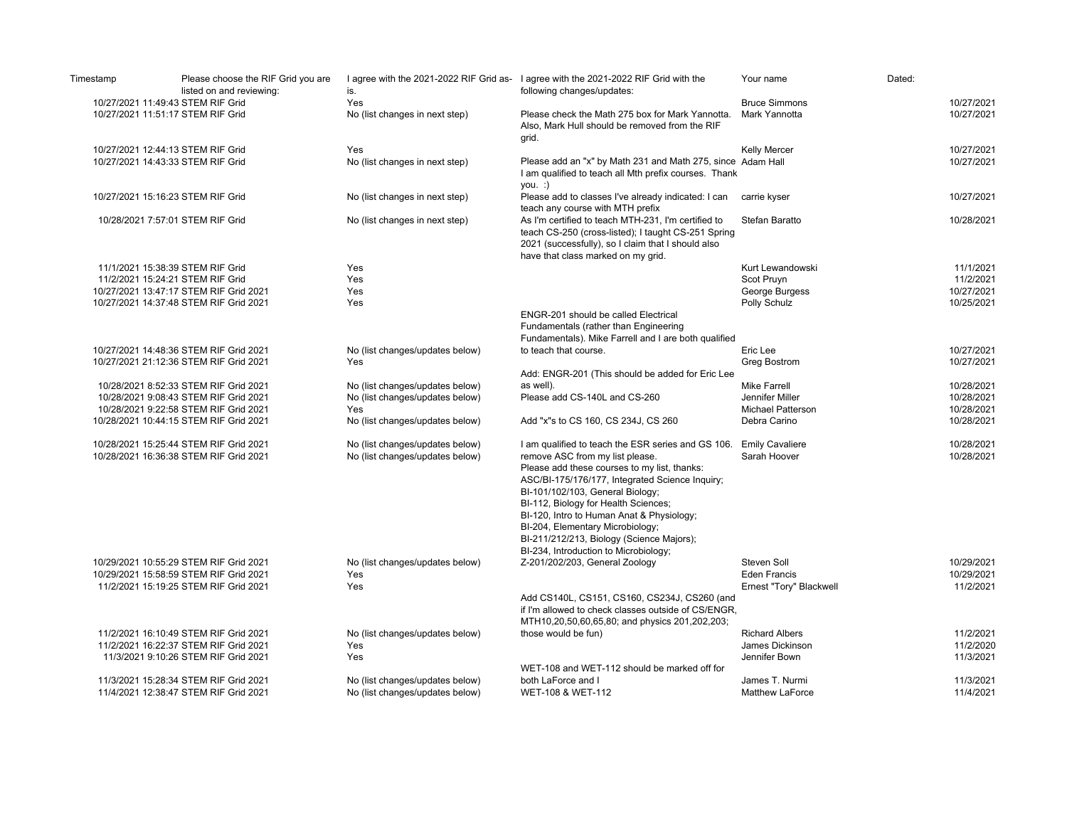| Timestamp | Please choose the RIF Grid you are listed on and reviewing: | I agree with the 2021-2022 RIF Grid as-is. | I agree with the 2021-2022 RIF Grid with the following changes/updates: | Your name | Dated: |
|---|---|---|---|---|---|
| 10/27/2021 11:49:43 | STEM RIF Grid | Yes | | Bruce Simmons | 10/27/2021 |
| 10/27/2021 11:51:17 | STEM RIF Grid | No (list changes in next step) | Please check the Math 275 box for Mark Yannotta. Also, Mark Hull should be removed from the RIF grid. | Mark Yannotta | 10/27/2021 |
| 10/27/2021 12:44:13 | STEM RIF Grid | Yes | | Kelly Mercer | 10/27/2021 |
| 10/27/2021 14:43:33 | STEM RIF Grid | No (list changes in next step) | Please add an "x" by Math 231 and Math 275, since I am qualified to teach all Mth prefix courses. Thank you. :) | Adam Hall | 10/27/2021 |
| 10/27/2021 15:16:23 | STEM RIF Grid | No (list changes in next step) | Please add to classes I've already indicated: I can teach any course with MTH prefix | carrie kyser | 10/27/2021 |
| 10/28/2021 7:57:01 | STEM RIF Grid | No (list changes in next step) | As I'm certified to teach MTH-231, I'm certified to teach CS-250 (cross-listed); I taught CS-251 Spring 2021 (successfully), so I claim that I should also have that class marked on my grid. | Stefan Baratto | 10/28/2021 |
| 11/1/2021 15:38:39 | STEM RIF Grid | Yes | | Kurt Lewandowski | 11/1/2021 |
| 11/2/2021 15:24:21 | STEM RIF Grid | Yes | | Scot Pruyn | 11/2/2021 |
| 10/27/2021 13:47:17 | STEM RIF Grid 2021 | Yes | | George Burgess | 10/27/2021 |
| 10/27/2021 14:37:48 | STEM RIF Grid 2021 | Yes | | Polly Schulz | 10/25/2021 |
| 10/27/2021 14:48:36 | STEM RIF Grid 2021 | No (list changes/updates below) | ENGR-201 should be called Electrical Fundamentals (rather than Engineering Fundamentals). Mike Farrell and I are both qualified to teach that course. | Eric Lee | 10/27/2021 |
| 10/27/2021 21:12:36 | STEM RIF Grid 2021 | Yes | | Greg Bostrom | 10/27/2021 |
| 10/28/2021 8:52:33 | STEM RIF Grid 2021 | No (list changes/updates below) | Add: ENGR-201 (This should be added for Eric Lee as well). | Mike Farrell | 10/28/2021 |
| 10/28/2021 9:08:43 | STEM RIF Grid 2021 | No (list changes/updates below) | Please add CS-140L and CS-260 | Jennifer Miller | 10/28/2021 |
| 10/28/2021 9:22:58 | STEM RIF Grid 2021 | Yes | | Michael Patterson | 10/28/2021 |
| 10/28/2021 10:44:15 | STEM RIF Grid 2021 | No (list changes/updates below) | Add "x"s to CS 160, CS 234J, CS 260 | Debra Carino | 10/28/2021 |
| 10/28/2021 15:25:44 | STEM RIF Grid 2021 | No (list changes/updates below) | I am qualified to teach the ESR series and GS 106. | Emily Cavaliere | 10/28/2021 |
| 10/28/2021 16:36:38 | STEM RIF Grid 2021 | No (list changes/updates below) | remove ASC from my list please. | Sarah Hoover | 10/28/2021 |
| 10/29/2021 10:55:29 | STEM RIF Grid 2021 | No (list changes/updates below) | Please add these courses to my list, thanks: ASC/BI-175/176/177, Integrated Science Inquiry; BI-101/102/103, General Biology; BI-112, Biology for Health Sciences; BI-120, Intro to Human Anat & Physiology; BI-204, Elementary Microbiology; BI-211/212/213, Biology (Science Majors); BI-234, Introduction to Microbiology; Z-201/202/203, General Zoology | Steven Soll | 10/29/2021 |
| 10/29/2021 15:58:59 | STEM RIF Grid 2021 | Yes | | Eden Francis | 10/29/2021 |
| 11/2/2021 15:19:25 | STEM RIF Grid 2021 | Yes | | Ernest "Tory" Blackwell | 11/2/2021 |
| 11/2/2021 16:10:49 | STEM RIF Grid 2021 | No (list changes/updates below) | Add CS140L, CS151, CS160, CS234J, CS260 (and if I'm allowed to check classes outside of CS/ENGR, MTH10,20,50,60,65,80; and physics 201,202,203; those would be fun) | Richard Albers | 11/2/2021 |
| 11/2/2021 16:22:37 | STEM RIF Grid 2021 | Yes | | James Dickinson | 11/2/2020 |
| 11/3/2021 9:10:26 | STEM RIF Grid 2021 | Yes | | Jennifer Bown | 11/3/2021 |
| 11/3/2021 15:28:34 | STEM RIF Grid 2021 | No (list changes/updates below) | WET-108 and WET-112 should be marked off for both LaForce and I | James T. Nurmi | 11/3/2021 |
| 11/4/2021 12:38:47 | STEM RIF Grid 2021 | No (list changes/updates below) | WET-108 & WET-112 | Matthew LaForce | 11/4/2021 |